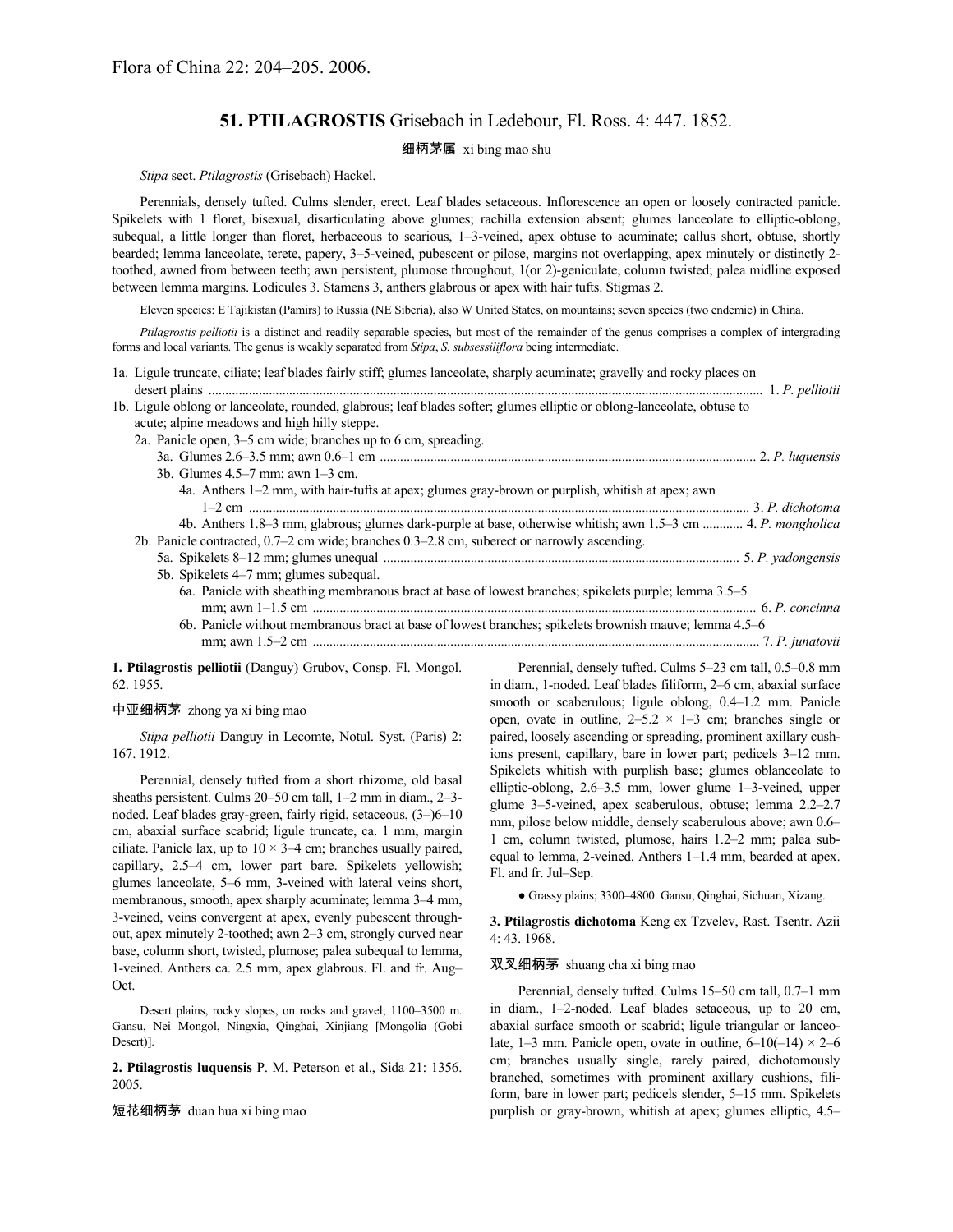Flora of China 22: 204–205. 2006.

# 51. PTILAGROSTIS Grisebach in Ledebour, Fl. Ross. 4: 447. 1852.

细柄茅属 xi bing mao shu

*Stipa* sect. *Ptilagrostis* (Grisebach) Hackel.

Perennials, densely tufted. Culms slender, erect. Leaf blades setaceous. Inflorescence an open or loosely contracted panicle. Spikelets with 1 floret, bisexual, disarticulating above glumes; rachilla extension absent; glumes lanceolate to elliptic-oblong, subequal, a little longer than floret, herbaceous to scarious, 1–3-veined, apex obtuse to acuminate; callus short, obtuse, shortly bearded; lemma lanceolate, terete, papery, 3–5-veined, pubescent or pilose, margins not overlapping, apex minutely or distinctly 2-toothed, awned from between teeth; awn persistent, plumose throughout, 1(or 2)-geniculate, column twisted; palea midline exposed between lemma margins. Lodicules 3. Stamens 3, anthers glabrous or apex with hair tufts. Stigmas 2.

Eleven species: E Tajikistan (Pamirs) to Russia (NE Siberia), also W United States, on mountains; seven species (two endemic) in China.

*Ptilagrostis pelliotii* is a distinct and readily separable species, but most of the remainder of the genus comprises a complex of intergrading forms and local variants. The genus is weakly separated from *Stipa*, *S. subsessiliflora* being intermediate.

1a. Ligule truncate, ciliate; leaf blades fairly stiff; glumes lanceolate, sharply acuminate; gravelly and rocky places on desert plains .......... 1. *P. pelliotii*
1b. Ligule oblong or lanceolate, rounded, glabrous; leaf blades softer; glumes elliptic or oblong-lanceolate, obtuse to acute; alpine meadows and high hilly steppe.
- 2a. Panicle open, 3–5 cm wide; branches up to 6 cm, spreading.
  - 3a. Glumes 2.6–3.5 mm; awn 0.6–1 cm .......... 2. *P. luquensis*
  - 3b. Glumes 4.5–7 mm; awn 1–3 cm.
    - 4a. Anthers 1–2 mm, with hair-tufts at apex; glumes gray-brown or purplish, whitish at apex; awn 1–2 cm .......... 3. *P. dichotoma*
    - 4b. Anthers 1.8–3 mm, glabrous; glumes dark-purple at base, otherwise whitish; awn 1.5–3 cm .......... 4. *P. mongholica*
- 2b. Panicle contracted, 0.7–2 cm wide; branches 0.3–2.8 cm, suberect or narrowly ascending.
  - 5a. Spikelets 8–12 mm; glumes unequal .......... 5. *P. yadongensis*
  - 5b. Spikelets 4–7 mm; glumes subequal.
    - 6a. Panicle with sheathing membranous bract at base of lowest branches; spikelets purple; lemma 3.5–5 mm; awn 1–1.5 cm .......... 6. *P. concinna*
    - 6b. Panicle without membranous bract at base of lowest branches; spikelets brownish mauve; lemma 4.5–6 mm; awn 1.5–2 cm .......... 7. *P. junatovii*

**1. Ptilagrostis pelliotii** (Danguy) Grubov, Consp. Fl. Mongol. 62. 1955.

中亚细柄茅 zhong ya xi bing mao

*Stipa pelliotii* Danguy in Lecomte, Notul. Syst. (Paris) 2: 167. 1912.

Perennial, densely tufted from a short rhizome, old basal sheaths persistent. Culms 20–50 cm tall, 1–2 mm in diam., 2–3-noded. Leaf blades gray-green, fairly rigid, setaceous, (3–)6–10 cm, abaxial surface scabrid; ligule truncate, ca. 1 mm, margin ciliate. Panicle lax, up to 10 × 3–4 cm; branches usually paired, capillary, 2.5–4 cm, lower part bare. Spikelets yellowish; glumes lanceolate, 5–6 mm, 3-veined with lateral veins short, membranous, smooth, apex sharply acuminate; lemma 3–4 mm, 3-veined, veins convergent at apex, evenly pubescent throughout, apex minutely 2-toothed; awn 2–3 cm, strongly curved near base, column short, twisted, plumose; palea subequal to lemma, 1-veined. Anthers ca. 2.5 mm, apex glabrous. Fl. and fr. Aug–Oct.

Desert plains, rocky slopes, on rocks and gravel; 1100–3500 m. Gansu, Nei Mongol, Ningxia, Qinghai, Xinjiang [Mongolia (Gobi Desert)].

**2. Ptilagrostis luquensis** P. M. Peterson et al., Sida 21: 1356. 2005.

短花细柄茅 duan hua xi bing mao

Perennial, densely tufted. Culms 5–23 cm tall, 0.5–0.8 mm in diam., 1-noded. Leaf blades filiform, 2–6 cm, abaxial surface smooth or scaberulous; ligule oblong, 0.4–1.2 mm. Panicle open, ovate in outline, 2–5.2 × 1–3 cm; branches single or paired, loosely ascending or spreading, prominent axillary cushions present, capillary, bare in lower part; pedicels 3–12 mm. Spikelets whitish with purplish base; glumes oblanceolate to elliptic-oblong, 2.6–3.5 mm, lower glume 1–3-veined, upper glume 3–5-veined, apex scaberulous, obtuse; lemma 2.2–2.7 mm, pilose below middle, densely scaberulous above; awn 0.6–1 cm, column twisted, plumose, hairs 1.2–2 mm; palea subequal to lemma, 2-veined. Anthers 1–1.4 mm, bearded at apex. Fl. and fr. Jul–Sep.

● Grassy plains; 3300–4800. Gansu, Qinghai, Sichuan, Xizang.

**3. Ptilagrostis dichotoma** Keng ex Tzvelev, Rast. Tsentr. Azii 4: 43. 1968.

双叉细柄茅 shuang cha xi bing mao

Perennial, densely tufted. Culms 15–50 cm tall, 0.7–1 mm in diam., 1–2-noded. Leaf blades setaceous, up to 20 cm, abaxial surface smooth or scabrid; ligule triangular or lanceolate, 1–3 mm. Panicle open, ovate in outline, 6–10(–14) × 2–6 cm; branches usually single, rarely paired, dichotomously branched, sometimes with prominent axillary cushions, filiform, bare in lower part; pedicels slender, 5–15 mm. Spikelets purplish or gray-brown, whitish at apex; glumes elliptic, 4.5–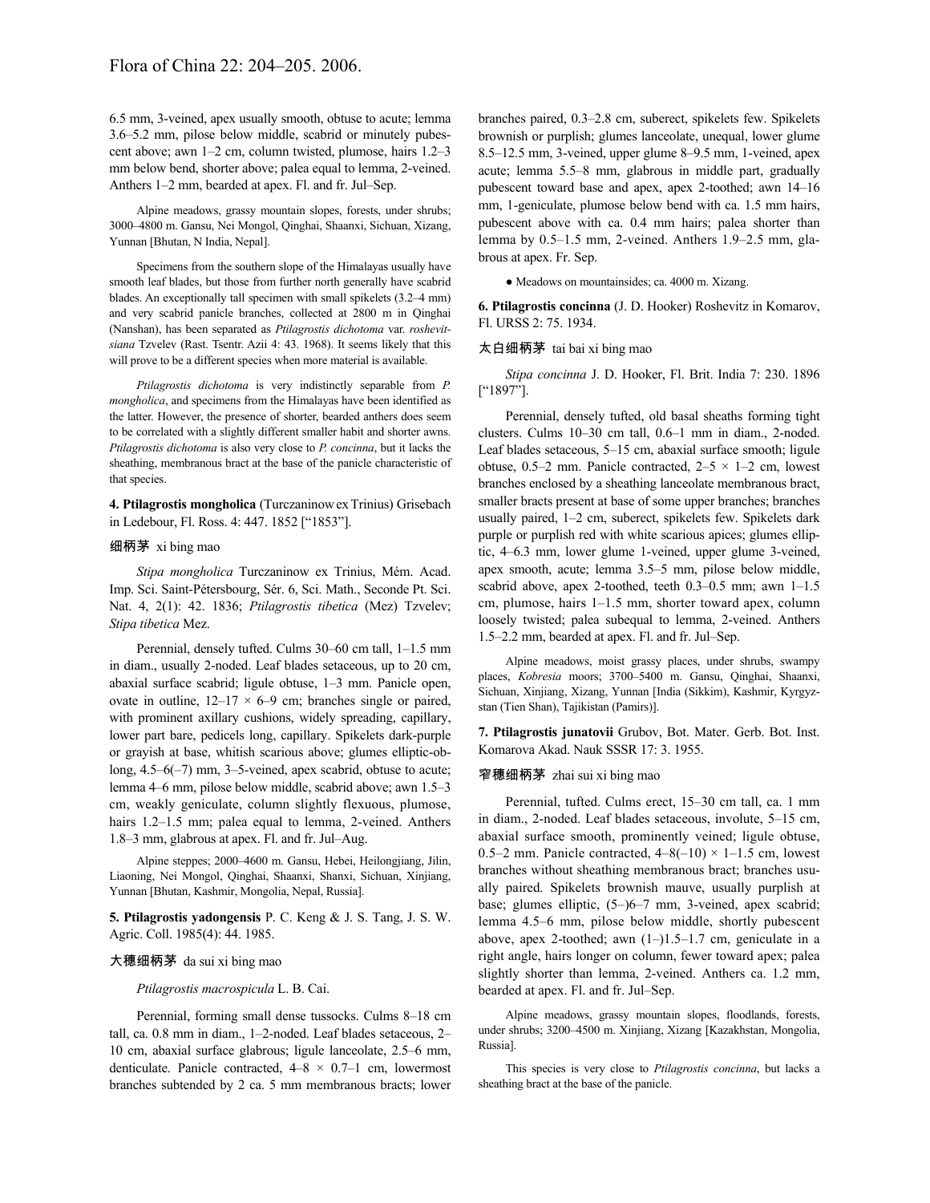6.5 mm, 3-veined, apex usually smooth, obtuse to acute; lemma 3.6–5.2 mm, pilose below middle, scabrid or minutely pubescent above; awn 1–2 cm, column twisted, plumose, hairs 1.2–3 mm below bend, shorter above; palea equal to lemma, 2-veined. Anthers 1–2 mm, bearded at apex. Fl. and fr. Jul–Sep.

Alpine meadows, grassy mountain slopes, forests, under shrubs; 3000–4800 m. Gansu, Nei Mongol, Qinghai, Shaanxi, Sichuan, Xizang, Yunnan [Bhutan, N India, Nepal].

Specimens from the southern slope of the Himalayas usually have smooth leaf blades, but those from further north generally have scabrid blades. An exceptionally tall specimen with small spikelets (3.2–4 mm) and very scabrid panicle branches, collected at 2800 m in Qinghai (Nanshan), has been separated as *Ptilagrostis dichotoma* var. *roshevitsiana* Tzvelev (Rast. Tsentr. Azii 4: 43. 1968). It seems likely that this will prove to be a different species when more material is available.

*Ptilagrostis dichotoma* is very indistinctly separable from *P. mongholica*, and specimens from the Himalayas have been identified as the latter. However, the presence of shorter, bearded anthers does seem to be correlated with a slightly different smaller habit and shorter awns. *Ptilagrostis dichotoma* is also very close to *P. concinna*, but it lacks the sheathing, membranous bract at the base of the panicle characteristic of that species.

**4. Ptilagrostis mongholica** (Turczaninow ex Trinius) Grisebach in Ledebour, Fl. Ross. 4: 447. 1852 ["1853"].

细柄茅 xi bing mao

*Stipa mongholica* Turczaninow ex Trinius, Mém. Acad. Imp. Sci. Saint-Pétersbourg, Sér. 6, Sci. Math., Seconde Pt. Sci. Nat. 4, 2(1): 42. 1836; *Ptilagrostis tibetica* (Mez) Tzvelev; *Stipa tibetica* Mez.

Perennial, densely tufted. Culms 30–60 cm tall, 1–1.5 mm in diam., usually 2-noded. Leaf blades setaceous, up to 20 cm, abaxial surface scabrid; ligule obtuse, 1–3 mm. Panicle open, ovate in outline, 12–17 × 6–9 cm; branches single or paired, with prominent axillary cushions, widely spreading, capillary, lower part bare, pedicels long, capillary. Spikelets dark-purple or grayish at base, whitish scarious above; glumes elliptic-oblong, 4.5–6(–7) mm, 3–5-veined, apex scabrid, obtuse to acute; lemma 4–6 mm, pilose below middle, scabrid above; awn 1.5–3 cm, weakly geniculate, column slightly flexuous, plumose, hairs 1.2–1.5 mm; palea equal to lemma, 2-veined. Anthers 1.8–3 mm, glabrous at apex. Fl. and fr. Jul–Aug.

Alpine steppes; 2000–4600 m. Gansu, Hebei, Heilongjiang, Jilin, Liaoning, Nei Mongol, Qinghai, Shaanxi, Shanxi, Sichuan, Xinjiang, Yunnan [Bhutan, Kashmir, Mongolia, Nepal, Russia].

**5. Ptilagrostis yadongensis** P. C. Keng & J. S. Tang, J. S. W. Agric. Coll. 1985(4): 44. 1985.

大穗细柄茅 da sui xi bing mao

*Ptilagrostis macrospicula* L. B. Cai.

Perennial, forming small dense tussocks. Culms 8–18 cm tall, ca. 0.8 mm in diam., 1–2-noded. Leaf blades setaceous, 2–10 cm, abaxial surface glabrous; ligule lanceolate, 2.5–6 mm, denticulate. Panicle contracted, 4–8 × 0.7–1 cm, lowermost branches subtended by 2 ca. 5 mm membranous bracts; lower branches paired, 0.3–2.8 cm, suberect, spikelets few. Spikelets brownish or purplish; glumes lanceolate, unequal, lower glume 8.5–12.5 mm, 3-veined, upper glume 8–9.5 mm, 1-veined, apex acute; lemma 5.5–8 mm, glabrous in middle part, gradually pubescent toward base and apex, apex 2-toothed; awn 14–16 mm, 1-geniculate, plumose below bend with ca. 1.5 mm hairs, pubescent above with ca. 0.4 mm hairs; palea shorter than lemma by 0.5–1.5 mm, 2-veined. Anthers 1.9–2.5 mm, glabrous at apex. Fr. Sep.

● Meadows on mountainsides; ca. 4000 m. Xizang.

**6. Ptilagrostis concinna** (J. D. Hooker) Roshevitz in Komarov, Fl. URSS 2: 75. 1934.

太白细柄茅 tai bai xi bing mao

*Stipa concinna* J. D. Hooker, Fl. Brit. India 7: 230. 1896 ["1897"].

Perennial, densely tufted, old basal sheaths forming tight clusters. Culms 10–30 cm tall, 0.6–1 mm in diam., 2-noded. Leaf blades setaceous, 5–15 cm, abaxial surface smooth; ligule obtuse, 0.5–2 mm. Panicle contracted, 2–5 × 1–2 cm, lowest branches enclosed by a sheathing lanceolate membranous bract, smaller bracts present at base of some upper branches; branches usually paired, 1–2 cm, suberect, spikelets few. Spikelets dark purple or purplish red with white scarious apices; glumes elliptic, 4–6.3 mm, lower glume 1-veined, upper glume 3-veined, apex smooth, acute; lemma 3.5–5 mm, pilose below middle, scabrid above, apex 2-toothed, teeth 0.3–0.5 mm; awn 1–1.5 cm, plumose, hairs 1–1.5 mm, shorter toward apex, column loosely twisted; palea subequal to lemma, 2-veined. Anthers 1.5–2.2 mm, bearded at apex. Fl. and fr. Jul–Sep.

Alpine meadows, moist grassy places, under shrubs, swampy places, *Kobresia* moors; 3700–5400 m. Gansu, Qinghai, Shaanxi, Sichuan, Xinjiang, Xizang, Yunnan [India (Sikkim), Kashmir, Kyrgyzstan (Tien Shan), Tajikistan (Pamirs)].

**7. Ptilagrostis junatovii** Grubov, Bot. Mater. Gerb. Bot. Inst. Komarova Akad. Nauk SSSR 17: 3. 1955.

窄穗细柄茅 zhai sui xi bing mao

Perennial, tufted. Culms erect, 15–30 cm tall, ca. 1 mm in diam., 2-noded. Leaf blades setaceous, involute, 5–15 cm, abaxial surface smooth, prominently veined; ligule obtuse, 0.5–2 mm. Panicle contracted, 4–8(–10) × 1–1.5 cm, lowest branches without sheathing membranous bract; branches usually paired. Spikelets brownish mauve, usually purplish at base; glumes elliptic, (5–)6–7 mm, 3-veined, apex scabrid; lemma 4.5–6 mm, pilose below middle, shortly pubescent above, apex 2-toothed; awn (1–)1.5–1.7 cm, geniculate in a right angle, hairs longer on column, fewer toward apex; palea slightly shorter than lemma, 2-veined. Anthers ca. 1.2 mm, bearded at apex. Fl. and fr. Jul–Sep.

Alpine meadows, grassy mountain slopes, floodlands, forests, under shrubs; 3200–4500 m. Xinjiang, Xizang [Kazakhstan, Mongolia, Russia].

This species is very close to *Ptilagrostis concinna*, but lacks a sheathing bract at the base of the panicle.